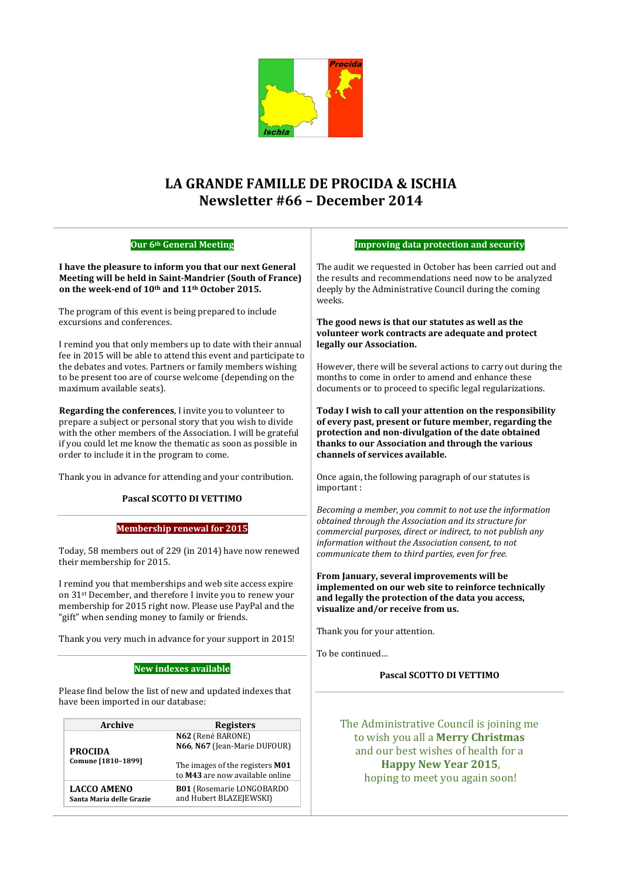# LA GRANDE FAMILLE DE PROCIDA & ISCHIA
# Newsletter #66 – December 2014

## Our 6th General Meeting

**I have the pleasure to inform you that our next General Meeting will be held in Saint-Mandrier (South of France) on the week-end of 10th and 11th October 2015.**

The program of this event is being prepared to include excursions and conferences.

I remind you that only members up to date with their annual fee in 2015 will be able to attend this event and participate to the debates and votes. Partners or family members wishing to be present too are of course welcome (depending on the maximum available seats).

**Regarding the conferences**, I invite you to volunteer to prepare a subject or personal story that you wish to divide with the other members of the Association. I will be grateful if you could let me know the thematic as soon as possible in order to include it in the program to come.

Thank you in advance for attending and your contribution.

**Pascal SCOTTO DI VETTIMO**

## Membership renewal for 2015

Today, 58 members out of 229 (in 2014) have now renewed their membership for 2015.

I remind you that memberships and web site access expire on 31st December, and therefore I invite you to renew your membership for 2015 right now. Please use PayPal and the "gift" when sending money to family or friends.

Thank you very much in advance for your support in 2015!

## New indexes available

Please find below the list of new and updated indexes that have been imported in our database:

| Archive | Registers |
|---|---|
| **PROCIDA** Comune [1810–1899] | **N62** (René BARONE) **N66, N67** (Jean-Marie DUFOUR) The images of the registers **M01** to **M43** are now available online |
| **LACCO AMENO** Santa Maria delle Grazie | **B01** (Rosemarie LONGOBARDO and Hubert BLAZEJEWSKI) |

## Improving data protection and security

The audit we requested in October has been carried out and the results and recommendations need now to be analyzed deeply by the Administrative Council during the coming weeks.

**The good news is that our statutes as well as the volunteer work contracts are adequate and protect legally our Association.**

However, there will be several actions to carry out during the months to come in order to amend and enhance these documents or to proceed to specific legal regularizations.

**Today I wish to call your attention on the responsibility of every past, present or future member, regarding the protection and non-divulgation of the date obtained thanks to our Association and through the various channels of services available.**

Once again, the following paragraph of our statutes is important :

*Becoming a member, you commit to not use the information obtained through the Association and its structure for commercial purposes, direct or indirect, to not publish any information without the Association consent, to not communicate them to third parties, even for free.*

**From January, several improvements will be implemented on our web site to reinforce technically and legally the protection of the data you access, visualize and/or receive from us.**

Thank you for your attention.

To be continued…

**Pascal SCOTTO DI VETTIMO**

The Administrative Council is joining me to wish you all a **Merry Christmas** and our best wishes of health for a **Happy New Year 2015**, hoping to meet you again soon!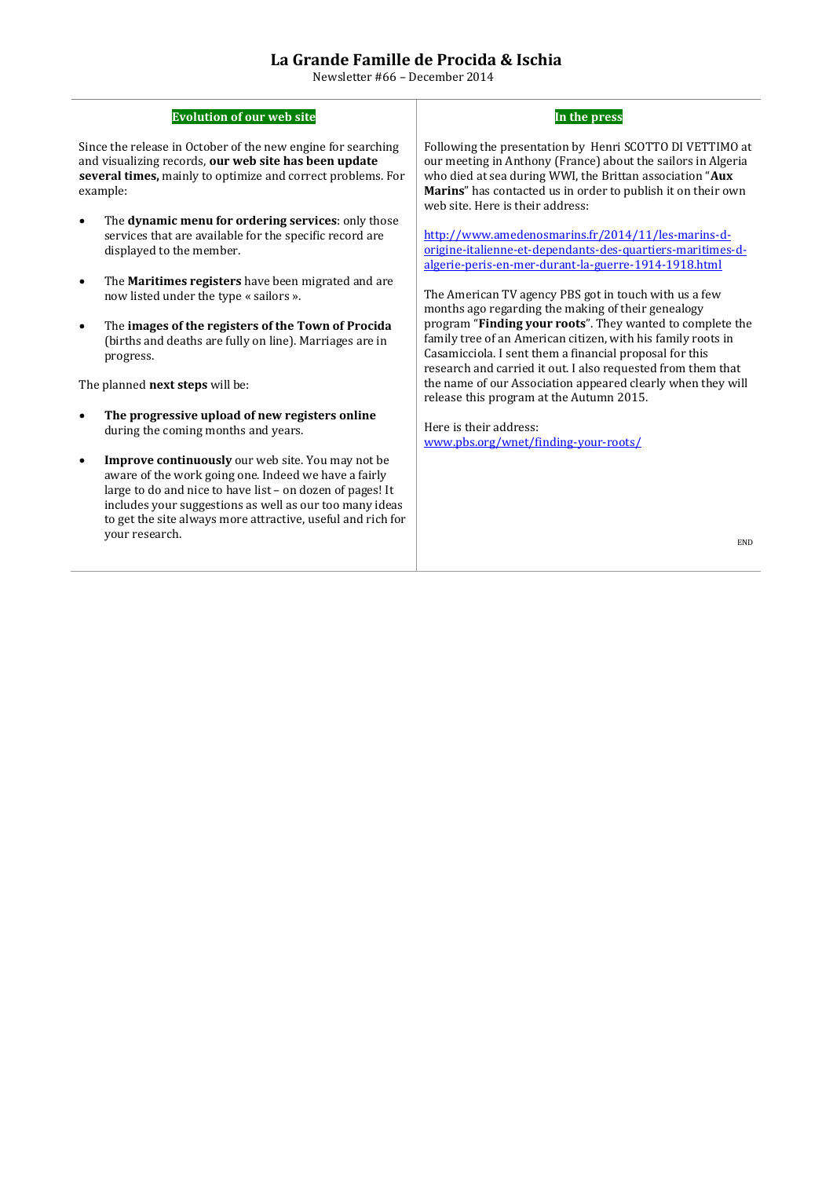# La Grande Famille de Procida & Ischia

Newsletter #66 – December 2014

## Evolution of our web site

Since the release in October of the new engine for searching and visualizing records, **our web site has been update several times,** mainly to optimize and correct problems. For example:

- The **dynamic menu for ordering services**: only those services that are available for the specific record are displayed to the member.
- The **Maritimes registers** have been migrated and are now listed under the type « sailors ».
- The **images of the registers of the Town of Procida** (births and deaths are fully on line). Marriages are in progress.

The planned **next steps** will be:

- **The progressive upload of new registers online** during the coming months and years.
- **Improve continuously** our web site. You may not be aware of the work going one. Indeed we have a fairly large to do and nice to have list – on dozen of pages! It includes your suggestions as well as our too many ideas to get the site always more attractive, useful and rich for your research.

## In the press

Following the presentation by Henri SCOTTO DI VETTIMO at our meeting in Anthony (France) about the sailors in Algeria who died at sea during WWI, the Brittan association "**Aux Marins**" has contacted us in order to publish it on their own web site. Here is their address:

http://www.amedenosmarins.fr/2014/11/les-marins-d-origine-italienne-et-dependants-des-quartiers-maritimes-d-algerie-peris-en-mer-durant-la-guerre-1914-1918.html

The American TV agency PBS got in touch with us a few months ago regarding the making of their genealogy program "**Finding your roots**". They wanted to complete the family tree of an American citizen, with his family roots in Casamicciola. I sent them a financial proposal for this research and carried it out. I also requested from them that the name of our Association appeared clearly when they will release this program at the Autumn 2015.

Here is their address:
www.pbs.org/wnet/finding-your-roots/

END